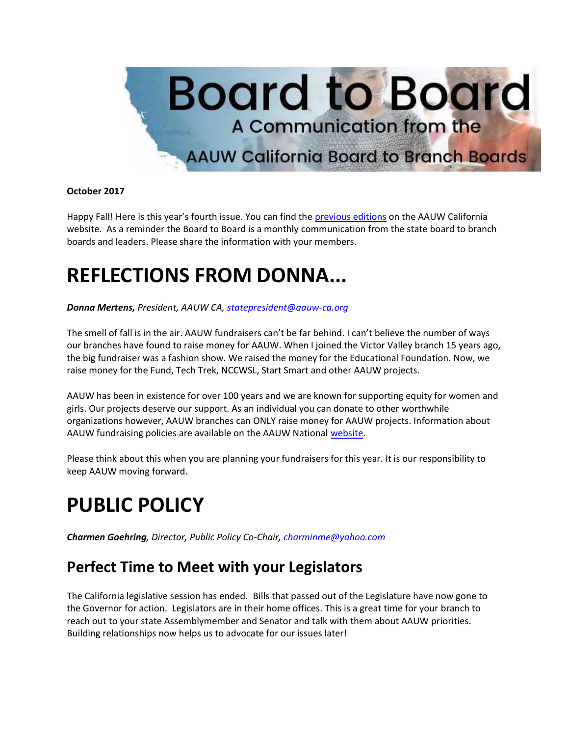# Board to Board

A Communication from the AAUW California Board to Branch Boards

**October 2017**

Happy Fall! Here is this year's fourth issue. You can find the previous editions on the AAUW California website. As a reminder the Board to Board is a monthly communication from the state board to branch boards and leaders. Please share the information with your members.

# REFLECTIONS FROM DONNA...

***Donna Mertens,*** *President, AAUW CA, statepresident@aauw-ca.org*

The smell of fall is in the air. AAUW fundraisers can't be far behind. I can't believe the number of ways our branches have found to raise money for AAUW. When I joined the Victor Valley branch 15 years ago, the big fundraiser was a fashion show. We raised the money for the Educational Foundation. Now, we raise money for the Fund, Tech Trek, NCCWSL, Start Smart and other AAUW projects.

AAUW has been in existence for over 100 years and we are known for supporting equity for women and girls. Our projects deserve our support. As an individual you can donate to other worthwhile organizations however, AAUW branches can ONLY raise money for AAUW projects. Information about AAUW fundraising policies are available on the AAUW National website.

Please think about this when you are planning your fundraisers for this year. It is our responsibility to keep AAUW moving forward.

# PUBLIC POLICY

***Charmen Goehring****, Director, Public Policy Co-Chair, charminme@yahoo.com*

## Perfect Time to Meet with your Legislators

The California legislative session has ended. Bills that passed out of the Legislature have now gone to the Governor for action. Legislators are in their home offices. This is a great time for your branch to reach out to your state Assemblymember and Senator and talk with them about AAUW priorities. Building relationships now helps us to advocate for our issues later!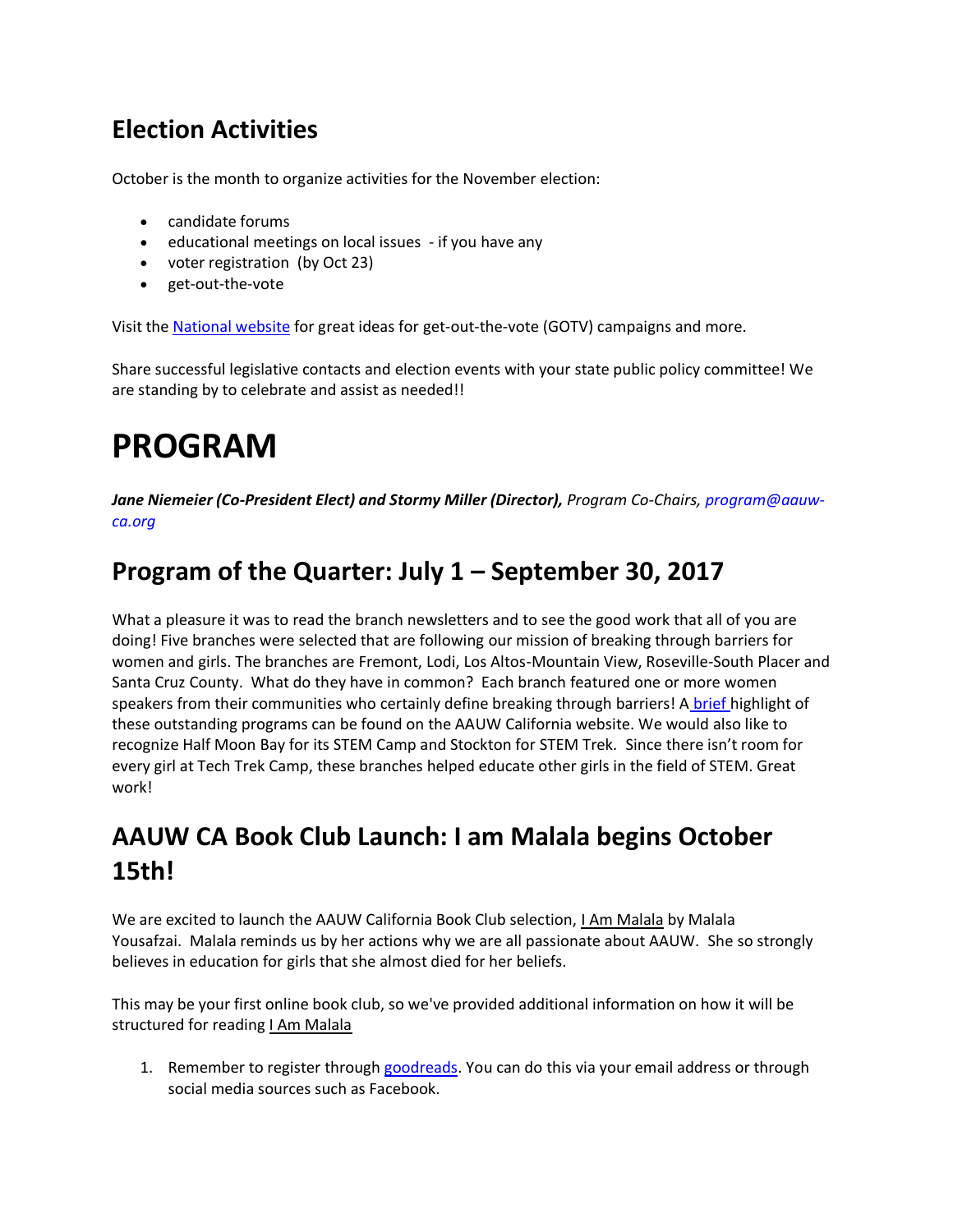## Election Activities

October is the month to organize activities for the November election:

- candidate forums
- educational meetings on local issues - if you have any
- voter registration (by Oct 23)
- get-out-the-vote

Visit the National website for great ideas for get-out-the-vote (GOTV) campaigns and more.

Share successful legislative contacts and election events with your state public policy committee! We are standing by to celebrate and assist as needed!!

# PROGRAM

***Jane Niemeier (Co-President Elect) and Stormy Miller (Director),*** *Program Co-Chairs, program@aauw-ca.org*

## Program of the Quarter: July 1 – September 30, 2017

What a pleasure it was to read the branch newsletters and to see the good work that all of you are doing! Five branches were selected that are following our mission of breaking through barriers for women and girls. The branches are Fremont, Lodi, Los Altos-Mountain View, Roseville-South Placer and Santa Cruz County. What do they have in common? Each branch featured one or more women speakers from their communities who certainly define breaking through barriers! A brief highlight of these outstanding programs can be found on the AAUW California website. We would also like to recognize Half Moon Bay for its STEM Camp and Stockton for STEM Trek. Since there isn't room for every girl at Tech Trek Camp, these branches helped educate other girls in the field of STEM. Great work!

## AAUW CA Book Club Launch: I am Malala begins October 15th!

We are excited to launch the AAUW California Book Club selection, I Am Malala by Malala Yousafzai. Malala reminds us by her actions why we are all passionate about AAUW. She so strongly believes in education for girls that she almost died for her beliefs.

This may be your first online book club, so we've provided additional information on how it will be structured for reading I Am Malala

1. Remember to register through goodreads. You can do this via your email address or through social media sources such as Facebook.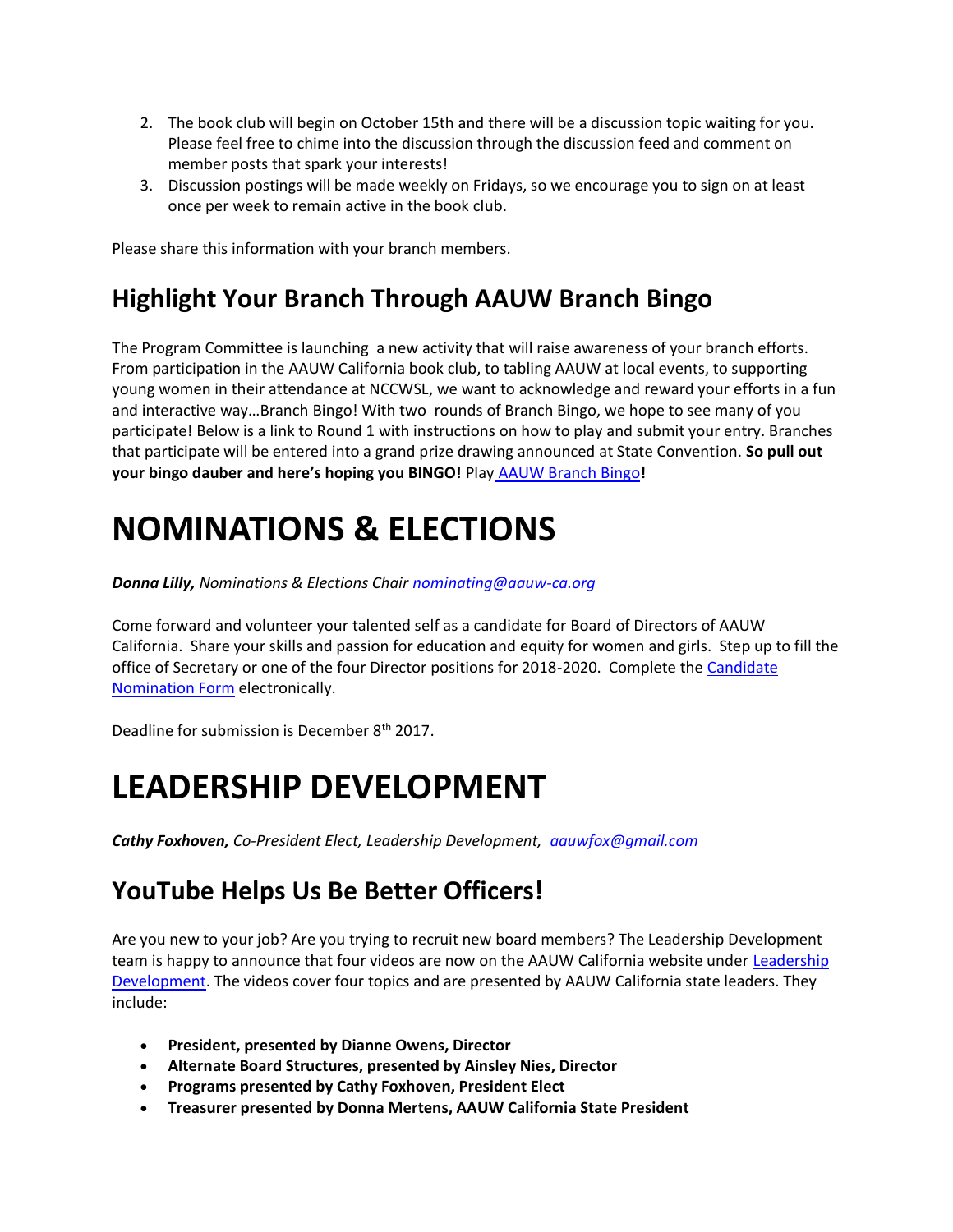2. The book club will begin on October 15th and there will be a discussion topic waiting for you. Please feel free to chime into the discussion through the discussion feed and comment on member posts that spark your interests!
3. Discussion postings will be made weekly on Fridays, so we encourage you to sign on at least once per week to remain active in the book club.

Please share this information with your branch members.

## Highlight Your Branch Through AAUW Branch Bingo

The Program Committee is launching a new activity that will raise awareness of your branch efforts. From participation in the AAUW California book club, to tabling AAUW at local events, to supporting young women in their attendance at NCCWSL, we want to acknowledge and reward your efforts in a fun and interactive way…Branch Bingo! With two rounds of Branch Bingo, we hope to see many of you participate! Below is a link to Round 1 with instructions on how to play and submit your entry. Branches that participate will be entered into a grand prize drawing announced at State Convention. **So pull out your bingo dauber and here's hoping you BINGO!** Play AAUW Branch Bingo**!**

# NOMINATIONS & ELECTIONS

***Donna Lilly,*** *Nominations & Elections Chair nominating@aauw-ca.org*

Come forward and volunteer your talented self as a candidate for Board of Directors of AAUW California. Share your skills and passion for education and equity for women and girls. Step up to fill the office of Secretary or one of the four Director positions for 2018-2020. Complete the Candidate Nomination Form electronically.

Deadline for submission is December 8th 2017.

# LEADERSHIP DEVELOPMENT

***Cathy Foxhoven,*** *Co-President Elect, Leadership Development, aauwfox@gmail.com*

## YouTube Helps Us Be Better Officers!

Are you new to your job? Are you trying to recruit new board members? The Leadership Development team is happy to announce that four videos are now on the AAUW California website under Leadership Development. The videos cover four topics and are presented by AAUW California state leaders. They include:

- **President, presented by Dianne Owens, Director**
- **Alternate Board Structures, presented by Ainsley Nies, Director**
- **Programs presented by Cathy Foxhoven, President Elect**
- **Treasurer presented by Donna Mertens, AAUW California State President**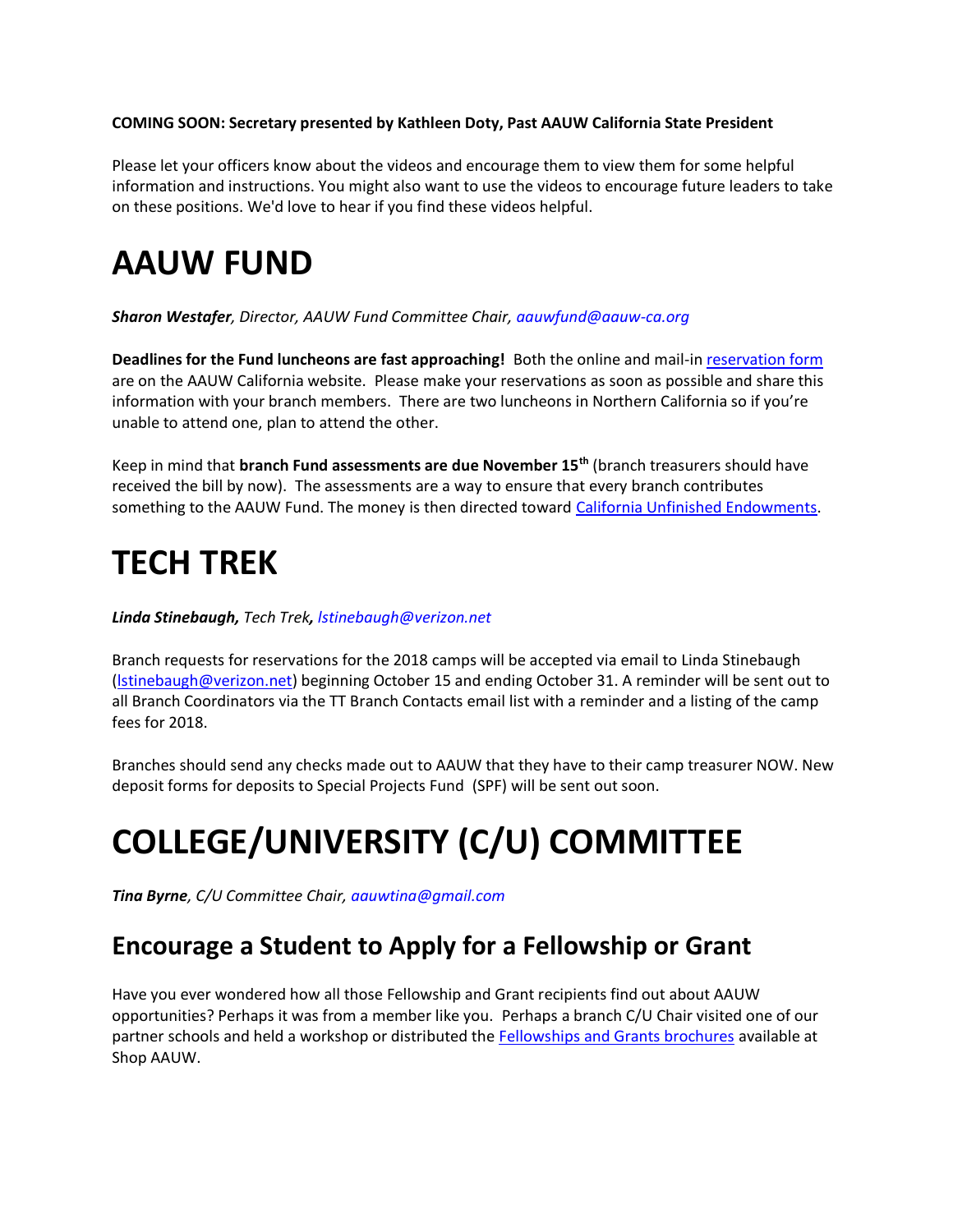**COMING SOON: Secretary presented by Kathleen Doty, Past AAUW California State President**

Please let your officers know about the videos and encourage them to view them for some helpful information and instructions. You might also want to use the videos to encourage future leaders to take on these positions. We'd love to hear if you find these videos helpful.

# AAUW FUND

***Sharon Westafer**, Director, AAUW Fund Committee Chair, aauwfund@aauw-ca.org*

**Deadlines for the Fund luncheons are fast approaching!** Both the online and mail-in reservation form are on the AAUW California website. Please make your reservations as soon as possible and share this information with your branch members. There are two luncheons in Northern California so if you're unable to attend one, plan to attend the other.

Keep in mind that **branch Fund assessments are due November 15th** (branch treasurers should have received the bill by now). The assessments are a way to ensure that every branch contributes something to the AAUW Fund. The money is then directed toward California Unfinished Endowments.

# TECH TREK

***Linda Stinebaugh,** Tech Trek**,** lstinebaugh@verizon.net*

Branch requests for reservations for the 2018 camps will be accepted via email to Linda Stinebaugh (lstinebaugh@verizon.net) beginning October 15 and ending October 31. A reminder will be sent out to all Branch Coordinators via the TT Branch Contacts email list with a reminder and a listing of the camp fees for 2018.

Branches should send any checks made out to AAUW that they have to their camp treasurer NOW. New deposit forms for deposits to Special Projects Fund (SPF) will be sent out soon.

# COLLEGE/UNIVERSITY (C/U) COMMITTEE

***Tina Byrne**, C/U Committee Chair, aauwtina@gmail.com*

## Encourage a Student to Apply for a Fellowship or Grant

Have you ever wondered how all those Fellowship and Grant recipients find out about AAUW opportunities? Perhaps it was from a member like you. Perhaps a branch C/U Chair visited one of our partner schools and held a workshop or distributed the Fellowships and Grants brochures available at Shop AAUW.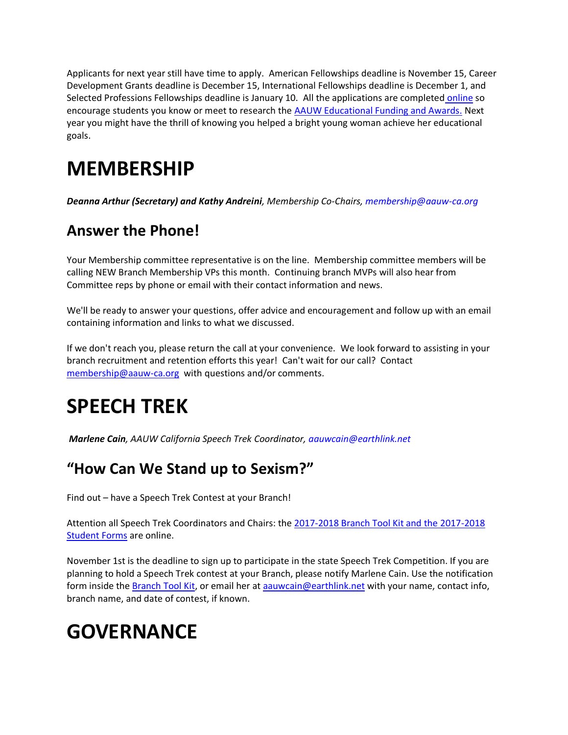Applicants for next year still have time to apply. American Fellowships deadline is November 15, Career Development Grants deadline is December 15, International Fellowships deadline is December 1, and Selected Professions Fellowships deadline is January 10. All the applications are completed online so encourage students you know or meet to research the AAUW Educational Funding and Awards. Next year you might have the thrill of knowing you helped a bright young woman achieve her educational goals.

# MEMBERSHIP

***Deanna Arthur (Secretary) and Kathy Andreini****, Membership Co-Chairs, membership@aauw-ca.org*

## Answer the Phone!

Your Membership committee representative is on the line. Membership committee members will be calling NEW Branch Membership VPs this month. Continuing branch MVPs will also hear from Committee reps by phone or email with their contact information and news.

We'll be ready to answer your questions, offer advice and encouragement and follow up with an email containing information and links to what we discussed.

If we don't reach you, please return the call at your convenience. We look forward to assisting in your branch recruitment and retention efforts this year! Can't wait for our call? Contact membership@aauw-ca.org with questions and/or comments.

# SPEECH TREK

***Marlene Cain****, AAUW California Speech Trek Coordinator, aauwcain@earthlink.net*

## "How Can We Stand up to Sexism?"

Find out – have a Speech Trek Contest at your Branch!

Attention all Speech Trek Coordinators and Chairs: the 2017-2018 Branch Tool Kit and the 2017-2018 Student Forms are online.

November 1st is the deadline to sign up to participate in the state Speech Trek Competition. If you are planning to hold a Speech Trek contest at your Branch, please notify Marlene Cain. Use the notification form inside the Branch Tool Kit, or email her at aauwcain@earthlink.net with your name, contact info, branch name, and date of contest, if known.

# GOVERNANCE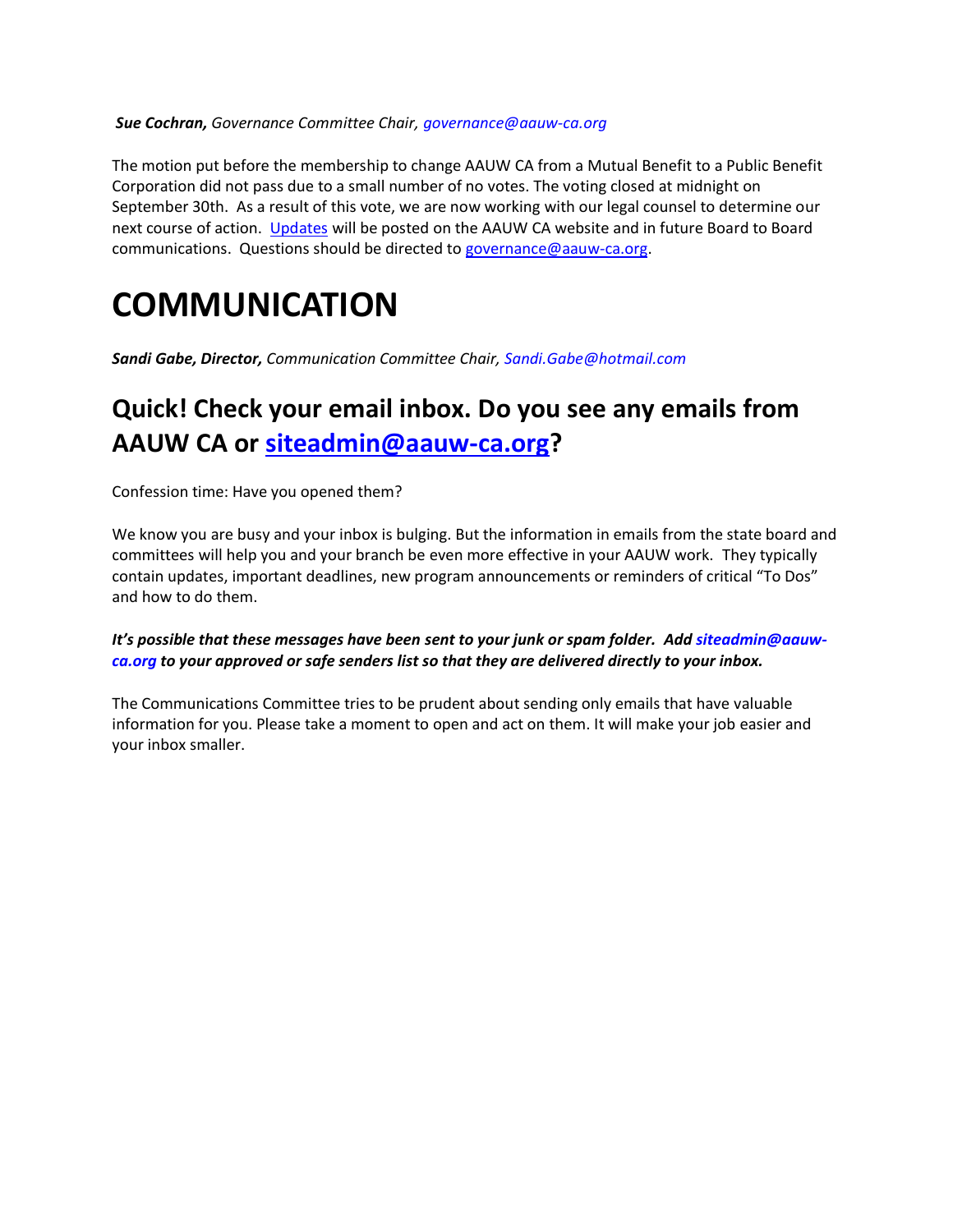***Sue Cochran,*** *Governance Committee Chair, governance@aauw-ca.org*

The motion put before the membership to change AAUW CA from a Mutual Benefit to a Public Benefit Corporation did not pass due to a small number of no votes. The voting closed at midnight on September 30th. As a result of this vote, we are now working with our legal counsel to determine our next course of action. Updates will be posted on the AAUW CA website and in future Board to Board communications. Questions should be directed to governance@aauw-ca.org.

# COMMUNICATION

***Sandi Gabe, Director,*** *Communication Committee Chair, Sandi.Gabe@hotmail.com*

## Quick! Check your email inbox. Do you see any emails from AAUW CA or siteadmin@aauw-ca.org?

Confession time: Have you opened them?

We know you are busy and your inbox is bulging. But the information in emails from the state board and committees will help you and your branch be even more effective in your AAUW work. They typically contain updates, important deadlines, new program announcements or reminders of critical "To Dos" and how to do them.

***It's possible that these messages have been sent to your junk or spam folder. Add siteadmin@aauw-ca.org to your approved or safe senders list so that they are delivered directly to your inbox.***

The Communications Committee tries to be prudent about sending only emails that have valuable information for you. Please take a moment to open and act on them. It will make your job easier and your inbox smaller.